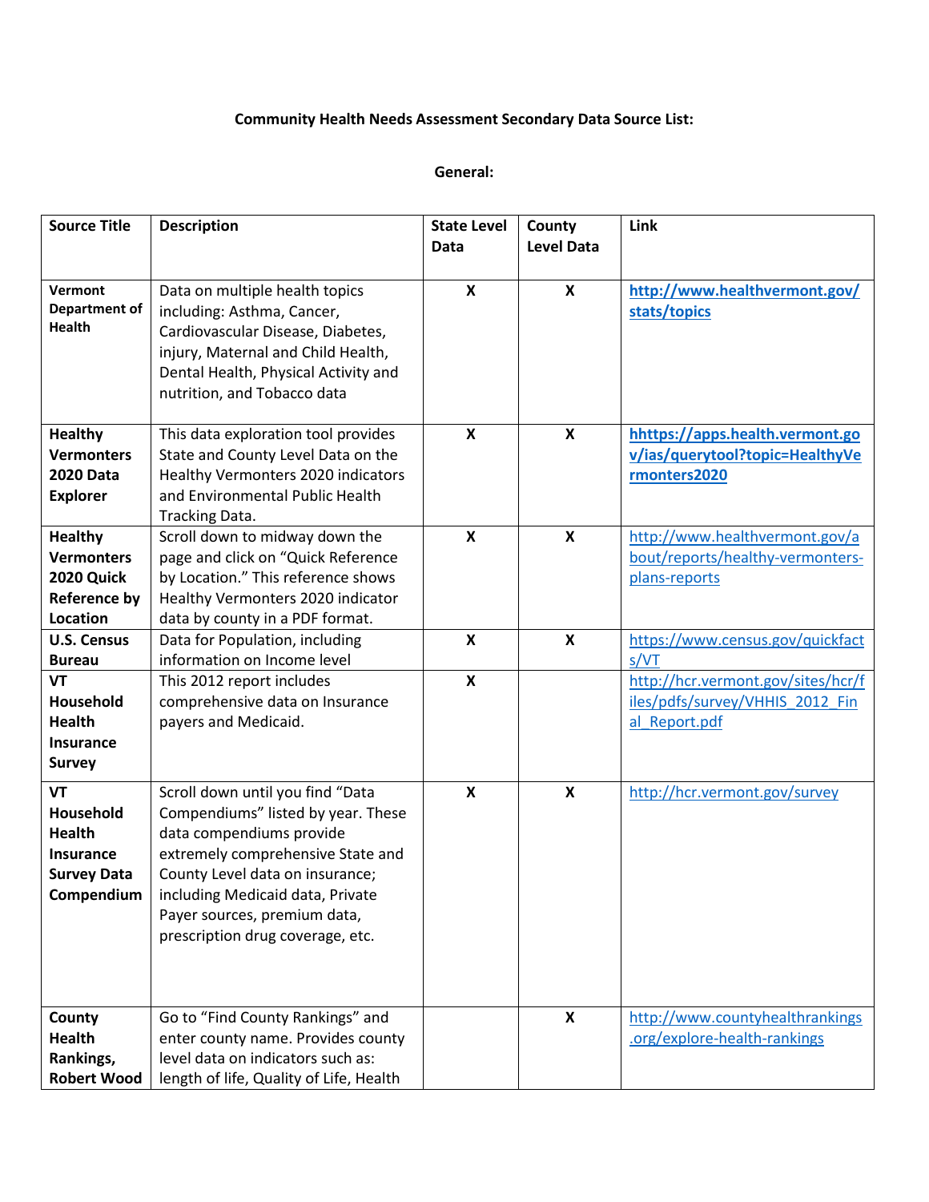**Community Health Needs Assessment Secondary Data Source List:**

**General:**

| Source Title | Description | State Level Data | County Level Data | Link |
|---|---|---|---|---|
| **Vermont Department of Health** | Data on multiple health topics including: Asthma, Cancer, Cardiovascular Disease, Diabetes, injury, Maternal and Child Health, Dental Health, Physical Activity and nutrition, and Tobacco data | X | X | **http://www.healthvermont.gov/stats/topics** |
| **Healthy Vermonters 2020 Data Explorer** | This data exploration tool provides State and County Level Data on the Healthy Vermonters 2020 indicators and Environmental Public Health Tracking Data. | X | X | **hhttps://apps.health.vermont.gov/ias/querytool?topic=HealthyVermonters2020** |
| **Healthy Vermonters 2020 Quick Reference by Location** | Scroll down to midway down the page and click on "Quick Reference by Location." This reference shows Healthy Vermonters 2020 indicator data by county in a PDF format. | X | X | http://www.healthvermont.gov/about/reports/healthy-vermonters-plans-reports |
| **U.S. Census Bureau** | Data for Population, including information on Income level | X | X | https://www.census.gov/quickfacts/VT |
| **VT Household Health Insurance Survey** | This 2012 report includes comprehensive data on Insurance payers and Medicaid. | X | | http://hcr.vermont.gov/sites/hcr/files/pdfs/survey/VHHIS_2012_Final_Report.pdf |
| **VT Household Health Insurance Survey Data Compendium** | Scroll down until you find "Data Compendiums" listed by year. These data compendiums provide extremely comprehensive State and County Level data on insurance; including Medicaid data, Private Payer sources, premium data, prescription drug coverage, etc. | X | X | http://hcr.vermont.gov/survey |
| **County Health Rankings, Robert Wood** | Go to "Find County Rankings" and enter county name. Provides county level data on indicators such as: length of life, Quality of Life, Health | | X | http://www.countyhealthrankings.org/explore-health-rankings |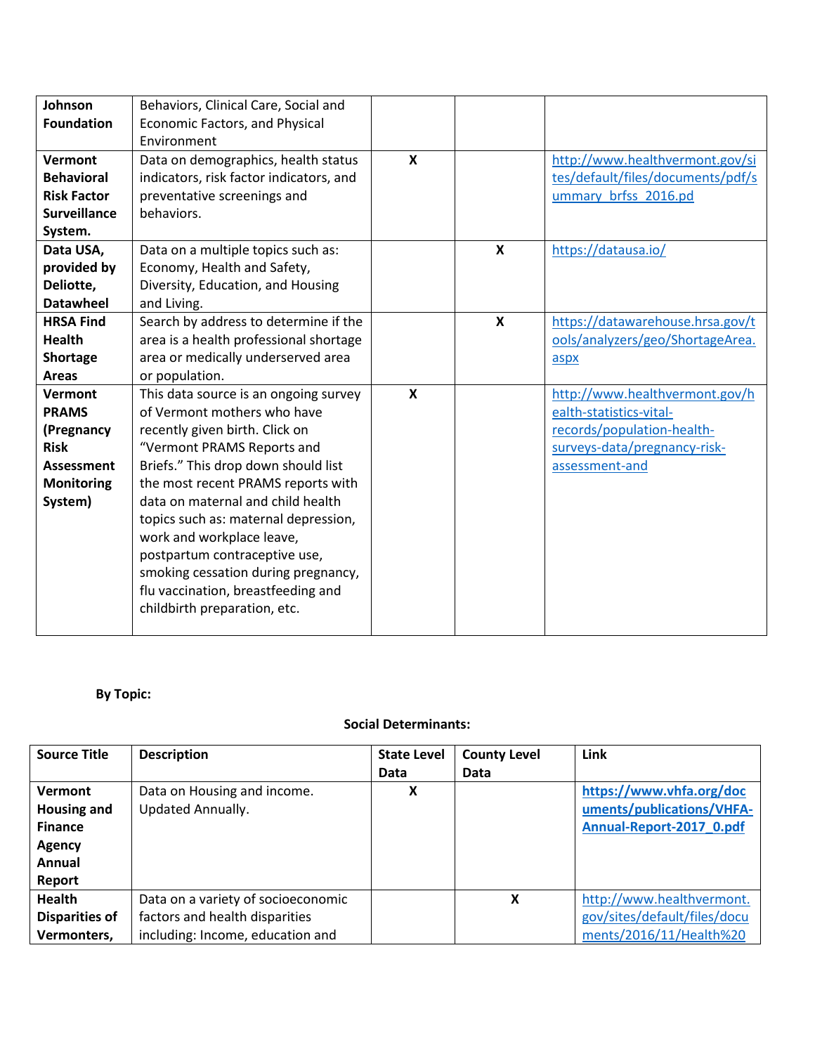| | | | | |
|---|---|---|---|---|
| **Johnson Foundation** | Behaviors, Clinical Care, Social and Economic Factors, and Physical Environment | | | |
| **Vermont Behavioral Risk Factor Surveillance System.** | Data on demographics, health status indicators, risk factor indicators, and preventative screenings and behaviors. | X | | http://www.healthvermont.gov/sites/default/files/documents/pdf/summary_brfss_2016.pd |
| **Data USA, provided by Deloitte, Datawheel** | Data on a multiple topics such as: Economy, Health and Safety, Diversity, Education, and Housing and Living. | | X | https://datausa.io/ |
| **HRSA Find Health Shortage Areas** | Search by address to determine if the area is a health professional shortage area or medically underserved area or population. | | X | https://datawarehouse.hrsa.gov/tools/analyzers/geo/ShortageArea.aspx |
| **Vermont PRAMS (Pregnancy Risk Assessment Monitoring System)** | This data source is an ongoing survey of Vermont mothers who have recently given birth. Click on "Vermont PRAMS Reports and Briefs." This drop down should list the most recent PRAMS reports with data on maternal and child health topics such as: maternal depression, work and workplace leave, postpartum contraceptive use, smoking cessation during pregnancy, flu vaccination, breastfeeding and childbirth preparation, etc. | X | | http://www.healthvermont.gov/health-statistics-vital-records/population-health-surveys-data/pregnancy-risk-assessment-and |

**By Topic:**

**Social Determinants:**

| Source Title | Description | State Level Data | County Level Data | Link |
|---|---|---|---|---|
| **Vermont Housing and Finance Agency Annual Report** | Data on Housing and income. Updated Annually. | X | | **https://www.vhfa.org/documents/publications/VHFA-Annual-Report-2017_0.pdf** |
| **Health Disparities of Vermonters,** | Data on a variety of socioeconomic factors and health disparities including: Income, education and | | X | http://www.healthvermont.gov/sites/default/files/documents/2016/11/Health%20 |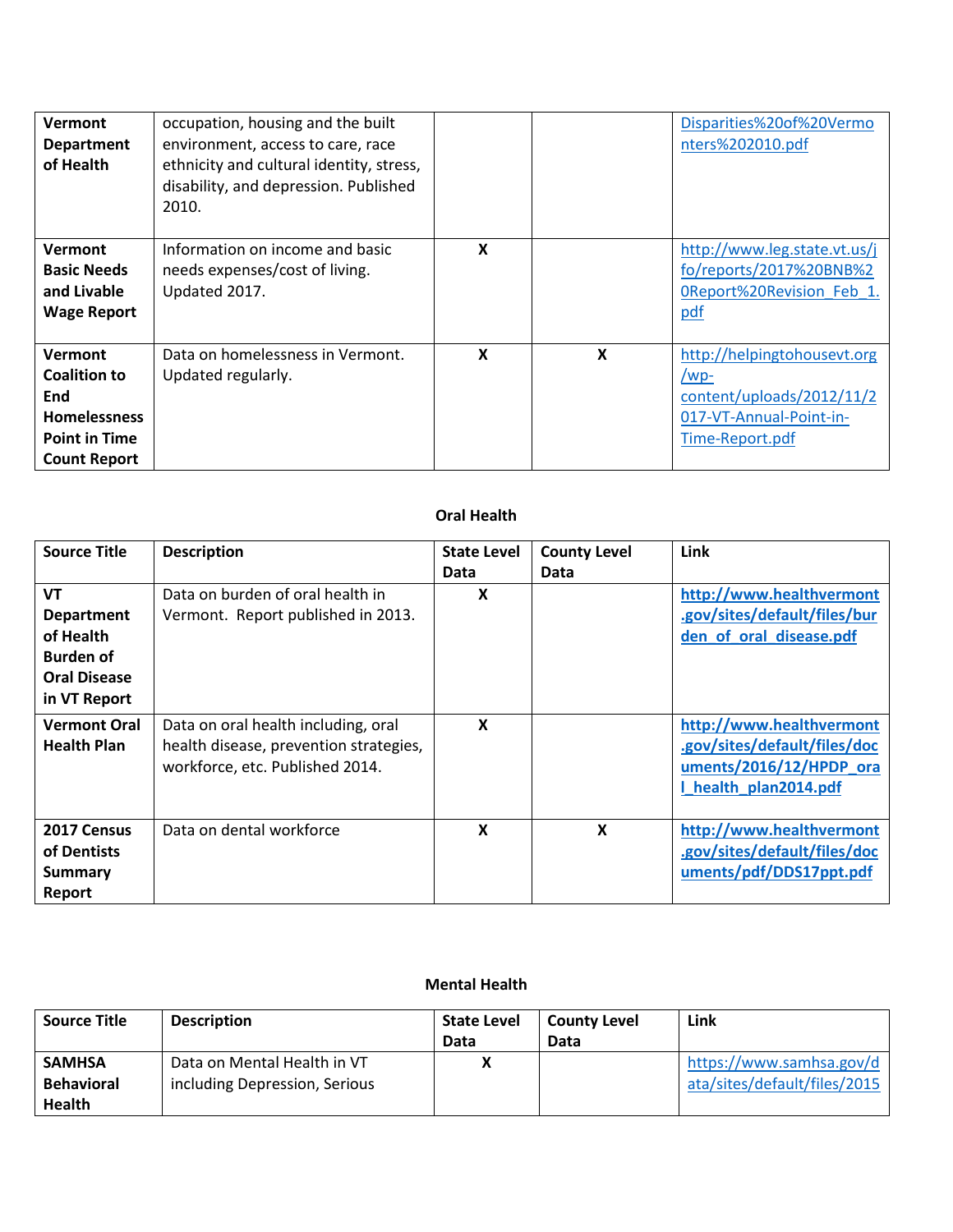| | | | | |
|---|---|---|---|---|
| **Vermont Department of Health** | occupation, housing and the built environment, access to care, race ethnicity and cultural identity, stress, disability, and depression. Published 2010. | | | Disparities%20of%20Vermonters%202010.pdf |
| **Vermont Basic Needs and Livable Wage Report** | Information on income and basic needs expenses/cost of living. Updated 2017. | **X** | | http://www.leg.state.vt.us/jfo/reports/2017%20BNB%20Report%20Revision_Feb_1.pdf |
| **Vermont Coalition to End Homelessness Point in Time Count Report** | Data on homelessness in Vermont. Updated regularly. | **X** | **X** | http://helpingtohousevt.org/wp-content/uploads/2012/11/2017-VT-Annual-Point-in-Time-Report.pdf |

**Oral Health**

| Source Title | Description | State Level Data | County Level Data | Link |
|---|---|---|---|---|
| **VT Department of Health Burden of Oral Disease in VT Report** | Data on burden of oral health in Vermont. Report published in 2013. | **X** | | **http://www.healthvermont.gov/sites/default/files/burden_of_oral_disease.pdf** |
| **Vermont Oral Health Plan** | Data on oral health including, oral health disease, prevention strategies, workforce, etc. Published 2014. | **X** | | **http://www.healthvermont.gov/sites/default/files/documents/2016/12/HPDP_oral_health_plan2014.pdf** |
| **2017 Census of Dentists Summary Report** | Data on dental workforce | **X** | **X** | **http://www.healthvermont.gov/sites/default/files/documents/pdf/DDS17ppt.pdf** |

**Mental Health**

| Source Title | Description | State Level Data | County Level Data | Link |
|---|---|---|---|---|
| **SAMHSA Behavioral Health** | Data on Mental Health in VT including Depression, Serious | **X** | | https://www.samhsa.gov/data/sites/default/files/2015 |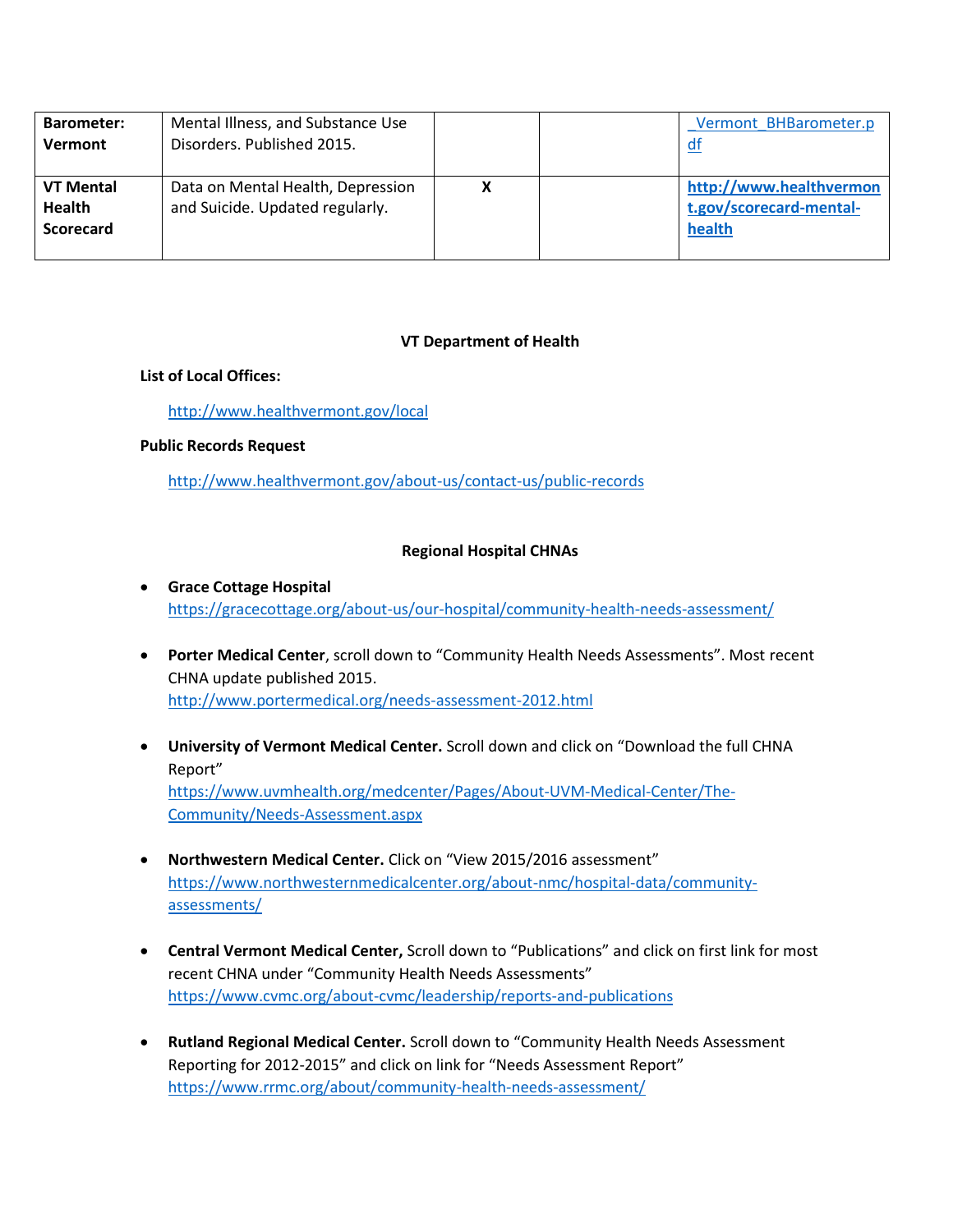| Barometer: Vermont | Mental Illness, and Substance Use Disorders. Published 2015. | | | _Vermont_BHBarometer.pdf |
|---|---|---|---|---|
| **VT Mental Health Scorecard** | Data on Mental Health, Depression and Suicide. Updated regularly. | X | | **http://www.healthvermont.gov/scorecard-mental-health** |

### VT Department of Health

**List of Local Offices:**

http://www.healthvermont.gov/local

**Public Records Request**

http://www.healthvermont.gov/about-us/contact-us/public-records

### Regional Hospital CHNAs

- **Grace Cottage Hospital**
  https://gracecottage.org/about-us/our-hospital/community-health-needs-assessment/

- **Porter Medical Center**, scroll down to "Community Health Needs Assessments". Most recent CHNA update published 2015.
  http://www.portermedical.org/needs-assessment-2012.html

- **University of Vermont Medical Center.** Scroll down and click on "Download the full CHNA Report"
  https://www.uvmhealth.org/medcenter/Pages/About-UVM-Medical-Center/The-Community/Needs-Assessment.aspx

- **Northwestern Medical Center.** Click on "View 2015/2016 assessment"
  https://www.northwesternmedicalcenter.org/about-nmc/hospital-data/community-assessments/

- **Central Vermont Medical Center,** Scroll down to "Publications" and click on first link for most recent CHNA under "Community Health Needs Assessments"
  https://www.cvmc.org/about-cvmc/leadership/reports-and-publications

- **Rutland Regional Medical Center.** Scroll down to "Community Health Needs Assessment Reporting for 2012-2015" and click on link for "Needs Assessment Report"
  https://www.rrmc.org/about/community-health-needs-assessment/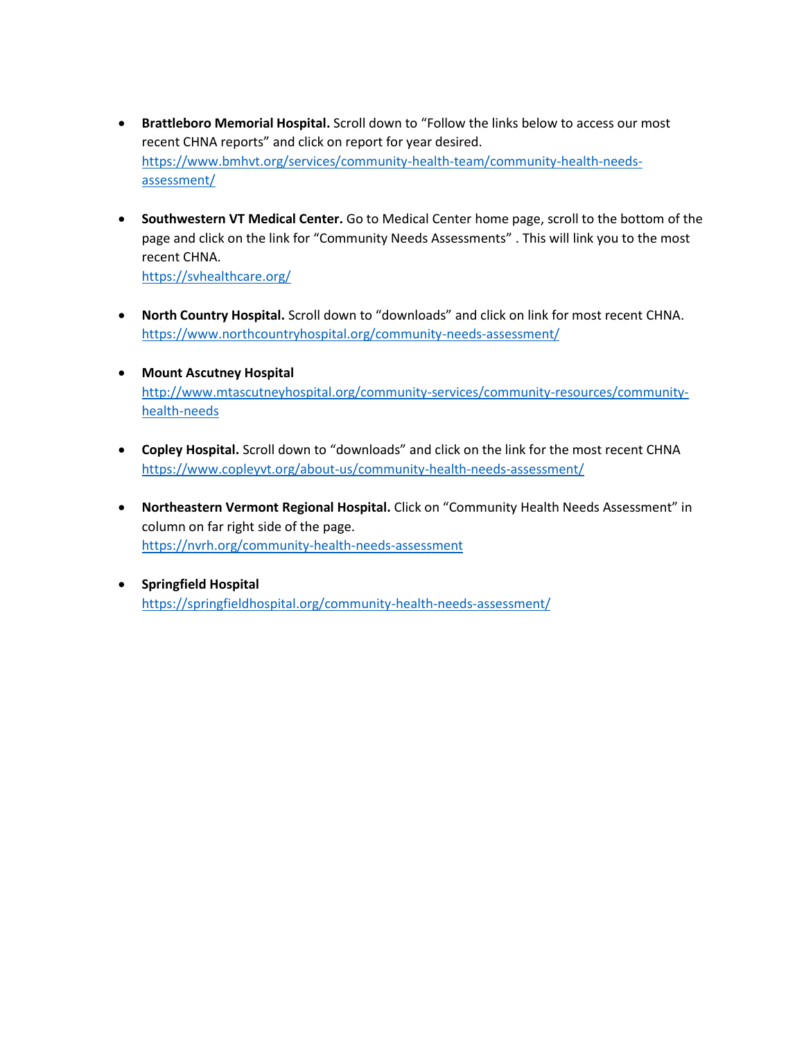- **Brattleboro Memorial Hospital.** Scroll down to "Follow the links below to access our most recent CHNA reports" and click on report for year desired.
  https://www.bmhvt.org/services/community-health-team/community-health-needs-assessment/

- **Southwestern VT Medical Center.** Go to Medical Center home page, scroll to the bottom of the page and click on the link for "Community Needs Assessments" . This will link you to the most recent CHNA.
  https://svhealthcare.org/

- **North Country Hospital.** Scroll down to "downloads" and click on link for most recent CHNA.
  https://www.northcountryhospital.org/community-needs-assessment/

- **Mount Ascutney Hospital**
  http://www.mtascutneyhospital.org/community-services/community-resources/community-health-needs

- **Copley Hospital.** Scroll down to "downloads" and click on the link for the most recent CHNA
  https://www.copleyvt.org/about-us/community-health-needs-assessment/

- **Northeastern Vermont Regional Hospital.** Click on "Community Health Needs Assessment" in column on far right side of the page.
  https://nvrh.org/community-health-needs-assessment

- **Springfield Hospital**
  https://springfieldhospital.org/community-health-needs-assessment/